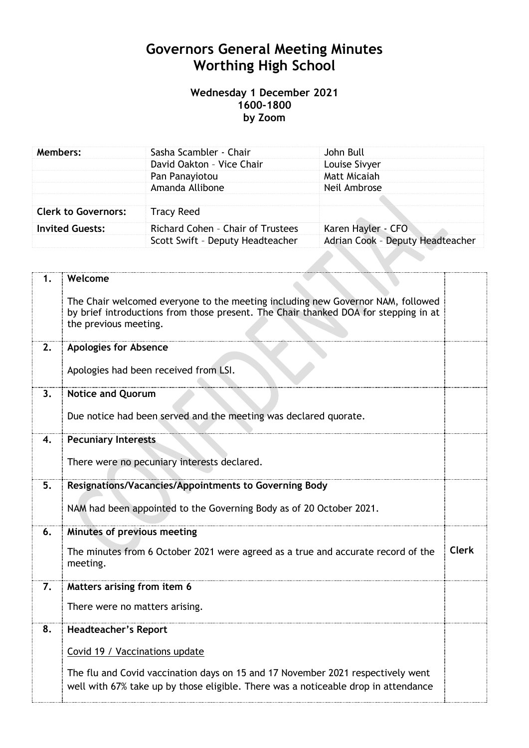# Governors General Meeting Minutes
# Worthing High School

**Wednesday 1 December 2021**
**1600-1800**
**by Zoom**

| **Members:** | Sasha Scambler - Chair | John Bull |
|---|---|---|
| | David Oakton – Vice Chair | Louise Sivyer |
| | Pan Panayiotou | Matt Micaiah |
| | Amanda Allibone | Neil Ambrose |
| | | |
| **Clerk to Governors:** | Tracy Reed | |
| **Invited Guests:** | Richard Cohen – Chair of Trustees | Karen Hayler - CFO |
| | Scott Swift – Deputy Headteacher | Adrian Cook – Deputy Headteacher |

| | | |
|---|---|---|
| **1.** | **Welcome**<br><br>The Chair welcomed everyone to the meeting including new Governor NAM, followed by brief introductions from those present. The Chair thanked DOA for stepping in at the previous meeting. | |
| **2.** | **Apologies for Absence**<br><br>Apologies had been received from LSI. | |
| **3.** | **Notice and Quorum**<br><br>Due notice had been served and the meeting was declared quorate. | |
| **4.** | **Pecuniary Interests**<br><br>There were no pecuniary interests declared. | |
| **5.** | **Resignations/Vacancies/Appointments to Governing Body**<br><br>NAM had been appointed to the Governing Body as of 20 October 2021. | |
| **6.** | **Minutes of previous meeting**<br><br>The minutes from 6 October 2021 were agreed as a true and accurate record of the meeting. | **Clerk** |
| **7.** | **Matters arising from item 6**<br><br>There were no matters arising. | |
| **8.** | **Headteacher's Report**<br><br>Covid 19 / Vaccinations update<br><br>The flu and Covid vaccination days on 15 and 17 November 2021 respectively went well with 67% take up by those eligible. There was a noticeable drop in attendance | |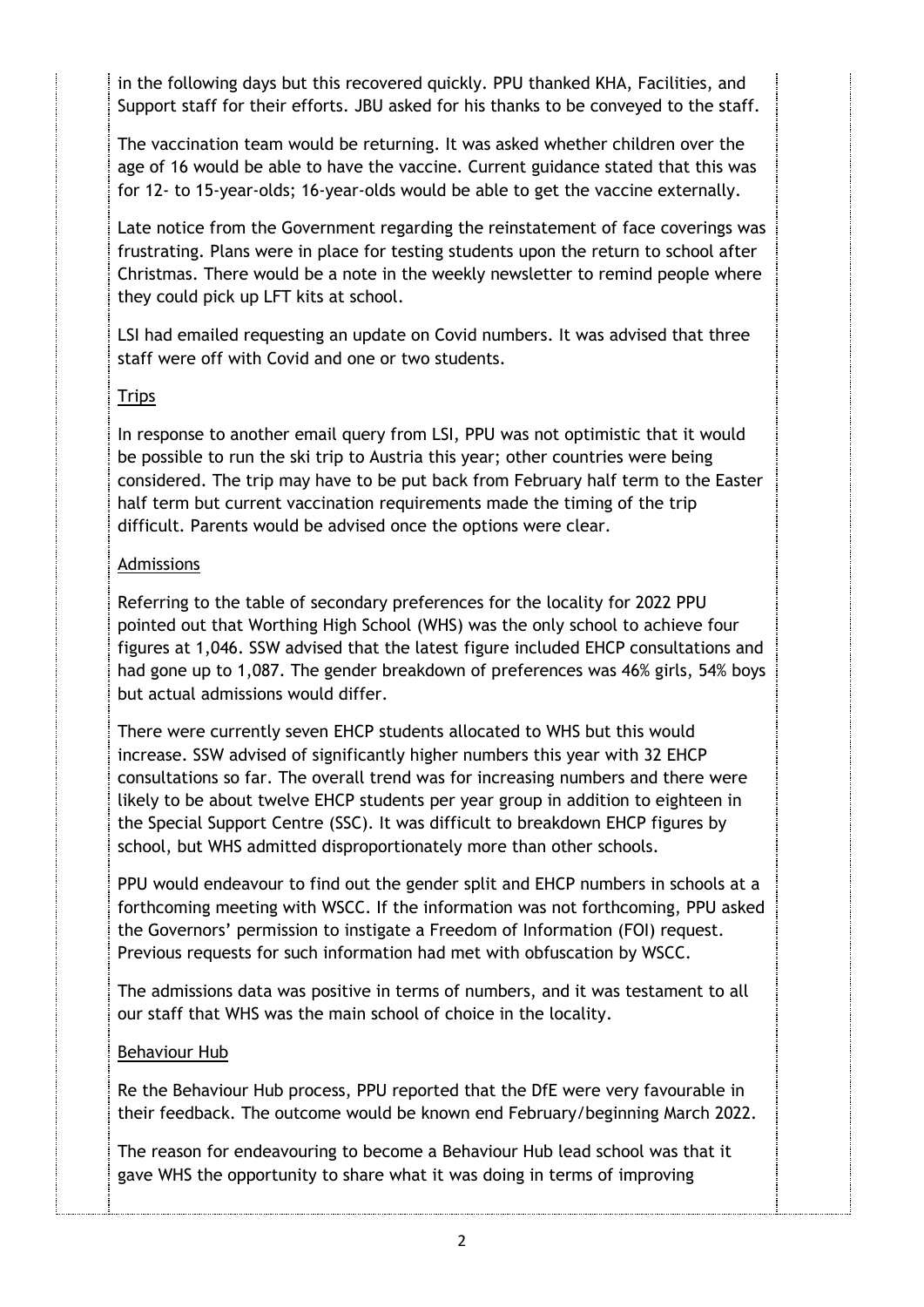in the following days but this recovered quickly. PPU thanked KHA, Facilities, and Support staff for their efforts. JBU asked for his thanks to be conveyed to the staff.

The vaccination team would be returning. It was asked whether children over the age of 16 would be able to have the vaccine. Current guidance stated that this was for 12- to 15-year-olds; 16-year-olds would be able to get the vaccine externally.

Late notice from the Government regarding the reinstatement of face coverings was frustrating. Plans were in place for testing students upon the return to school after Christmas. There would be a note in the weekly newsletter to remind people where they could pick up LFT kits at school.

LSI had emailed requesting an update on Covid numbers. It was advised that three staff were off with Covid and one or two students.

<u>Trips</u>

In response to another email query from LSI, PPU was not optimistic that it would be possible to run the ski trip to Austria this year; other countries were being considered. The trip may have to be put back from February half term to the Easter half term but current vaccination requirements made the timing of the trip difficult. Parents would be advised once the options were clear.

<u>Admissions</u>

Referring to the table of secondary preferences for the locality for 2022 PPU pointed out that Worthing High School (WHS) was the only school to achieve four figures at 1,046. SSW advised that the latest figure included EHCP consultations and had gone up to 1,087. The gender breakdown of preferences was 46% girls, 54% boys but actual admissions would differ.

There were currently seven EHCP students allocated to WHS but this would increase. SSW advised of significantly higher numbers this year with 32 EHCP consultations so far. The overall trend was for increasing numbers and there were likely to be about twelve EHCP students per year group in addition to eighteen in the Special Support Centre (SSC). It was difficult to breakdown EHCP figures by school, but WHS admitted disproportionately more than other schools.

PPU would endeavour to find out the gender split and EHCP numbers in schools at a forthcoming meeting with WSCC. If the information was not forthcoming, PPU asked the Governors' permission to instigate a Freedom of Information (FOI) request. Previous requests for such information had met with obfuscation by WSCC.

The admissions data was positive in terms of numbers, and it was testament to all our staff that WHS was the main school of choice in the locality.

<u>Behaviour Hub</u>

Re the Behaviour Hub process, PPU reported that the DfE were very favourable in their feedback. The outcome would be known end February/beginning March 2022.

The reason for endeavouring to become a Behaviour Hub lead school was that it gave WHS the opportunity to share what it was doing in terms of improving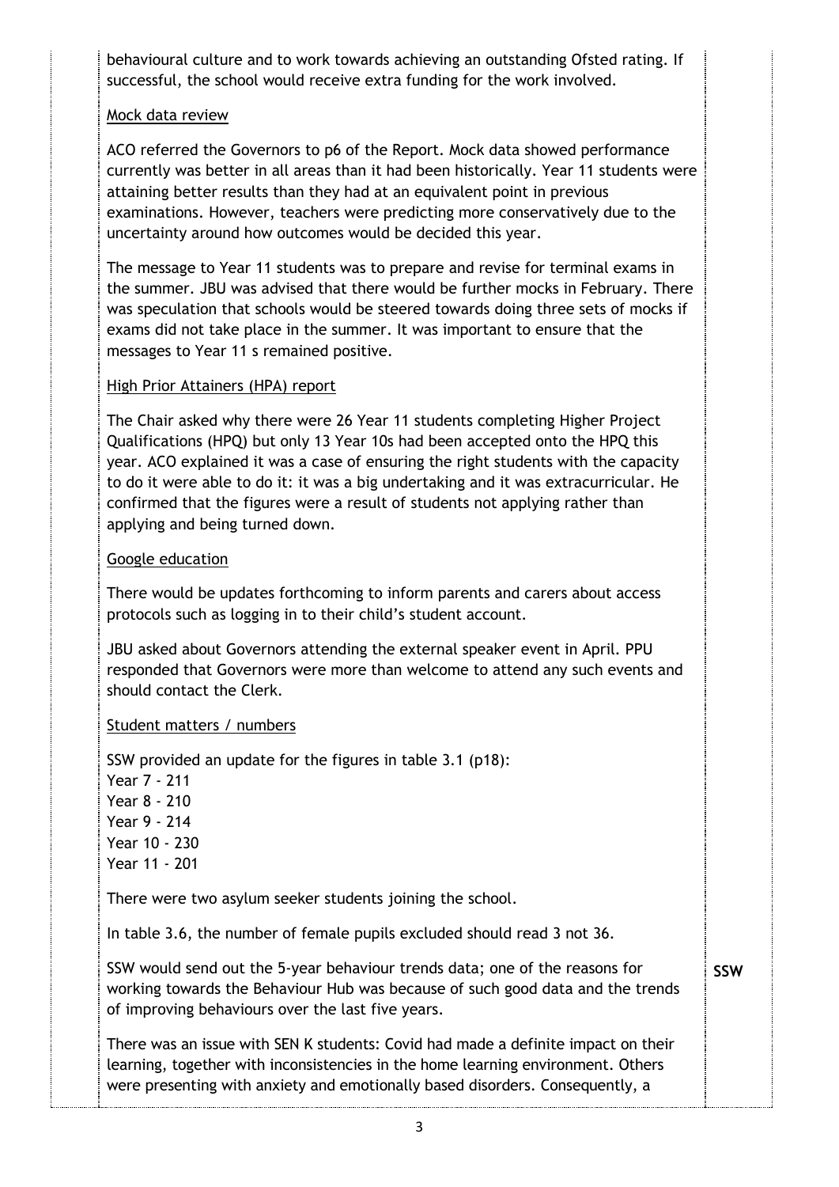behavioural culture and to work towards achieving an outstanding Ofsted rating. If successful, the school would receive extra funding for the work involved.

<u>Mock data review</u>

ACO referred the Governors to p6 of the Report. Mock data showed performance currently was better in all areas than it had been historically. Year 11 students were attaining better results than they had at an equivalent point in previous examinations. However, teachers were predicting more conservatively due to the uncertainty around how outcomes would be decided this year.

The message to Year 11 students was to prepare and revise for terminal exams in the summer. JBU was advised that there would be further mocks in February. There was speculation that schools would be steered towards doing three sets of mocks if exams did not take place in the summer. It was important to ensure that the messages to Year 11 s remained positive.

<u>High Prior Attainers (HPA) report</u>

The Chair asked why there were 26 Year 11 students completing Higher Project Qualifications (HPQ) but only 13 Year 10s had been accepted onto the HPQ this year. ACO explained it was a case of ensuring the right students with the capacity to do it were able to do it: it was a big undertaking and it was extracurricular. He confirmed that the figures were a result of students not applying rather than applying and being turned down.

<u>Google education</u>

There would be updates forthcoming to inform parents and carers about access protocols such as logging in to their child's student account.

JBU asked about Governors attending the external speaker event in April. PPU responded that Governors were more than welcome to attend any such events and should contact the Clerk.

<u>Student matters / numbers</u>

SSW provided an update for the figures in table 3.1 (p18):
Year 7 - 211
Year 8 - 210
Year 9 - 214
Year 10 - 230
Year 11 - 201

There were two asylum seeker students joining the school.

In table 3.6, the number of female pupils excluded should read 3 not 36.

SSW would send out the 5-year behaviour trends data; one of the reasons for working towards the Behaviour Hub was because of such good data and the trends of improving behaviours over the last five years. **SSW**

There was an issue with SEN K students: Covid had made a definite impact on their learning, together with inconsistencies in the home learning environment. Others were presenting with anxiety and emotionally based disorders. Consequently, a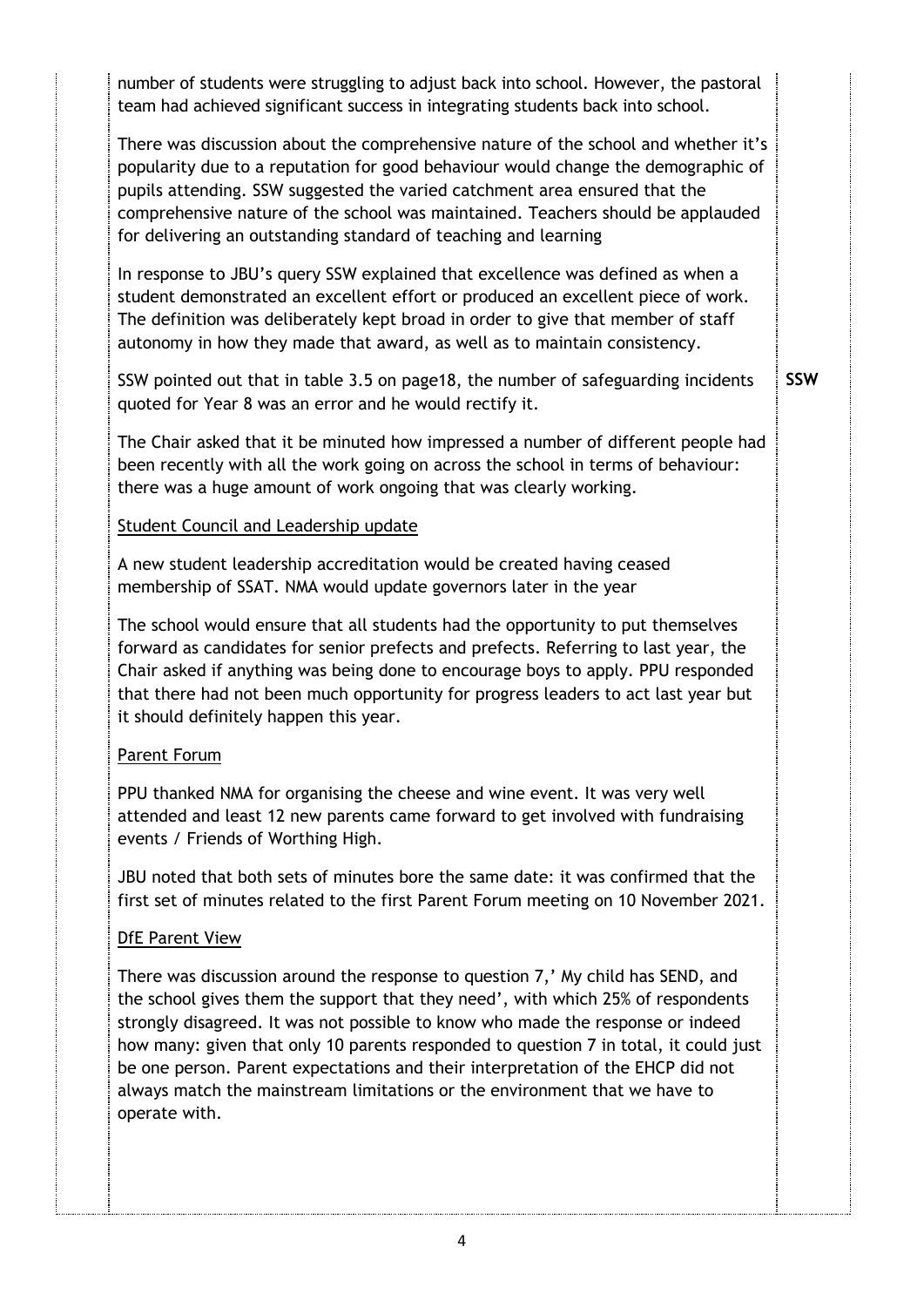number of students were struggling to adjust back into school. However, the pastoral team had achieved significant success in integrating students back into school.

There was discussion about the comprehensive nature of the school and whether it's popularity due to a reputation for good behaviour would change the demographic of pupils attending. SSW suggested the varied catchment area ensured that the comprehensive nature of the school was maintained. Teachers should be applauded for delivering an outstanding standard of teaching and learning

In response to JBU's query SSW explained that excellence was defined as when a student demonstrated an excellent effort or produced an excellent piece of work. The definition was deliberately kept broad in order to give that member of staff autonomy in how they made that award, as well as to maintain consistency.

SSW pointed out that in table 3.5 on page18, the number of safeguarding incidents quoted for Year 8 was an error and he would rectify it. **SSW**

The Chair asked that it be minuted how impressed a number of different people had been recently with all the work going on across the school in terms of behaviour: there was a huge amount of work ongoing that was clearly working.

<u>Student Council and Leadership update</u>

A new student leadership accreditation would be created having ceased membership of SSAT. NMA would update governors later in the year

The school would ensure that all students had the opportunity to put themselves forward as candidates for senior prefects and prefects. Referring to last year, the Chair asked if anything was being done to encourage boys to apply. PPU responded that there had not been much opportunity for progress leaders to act last year but it should definitely happen this year.

<u>Parent Forum</u>

PPU thanked NMA for organising the cheese and wine event. It was very well attended and least 12 new parents came forward to get involved with fundraising events / Friends of Worthing High.

JBU noted that both sets of minutes bore the same date: it was confirmed that the first set of minutes related to the first Parent Forum meeting on 10 November 2021.

<u>DfE Parent View</u>

There was discussion around the response to question 7,' My child has SEND, and the school gives them the support that they need', with which 25% of respondents strongly disagreed. It was not possible to know who made the response or indeed how many: given that only 10 parents responded to question 7 in total, it could just be one person. Parent expectations and their interpretation of the EHCP did not always match the mainstream limitations or the environment that we have to operate with.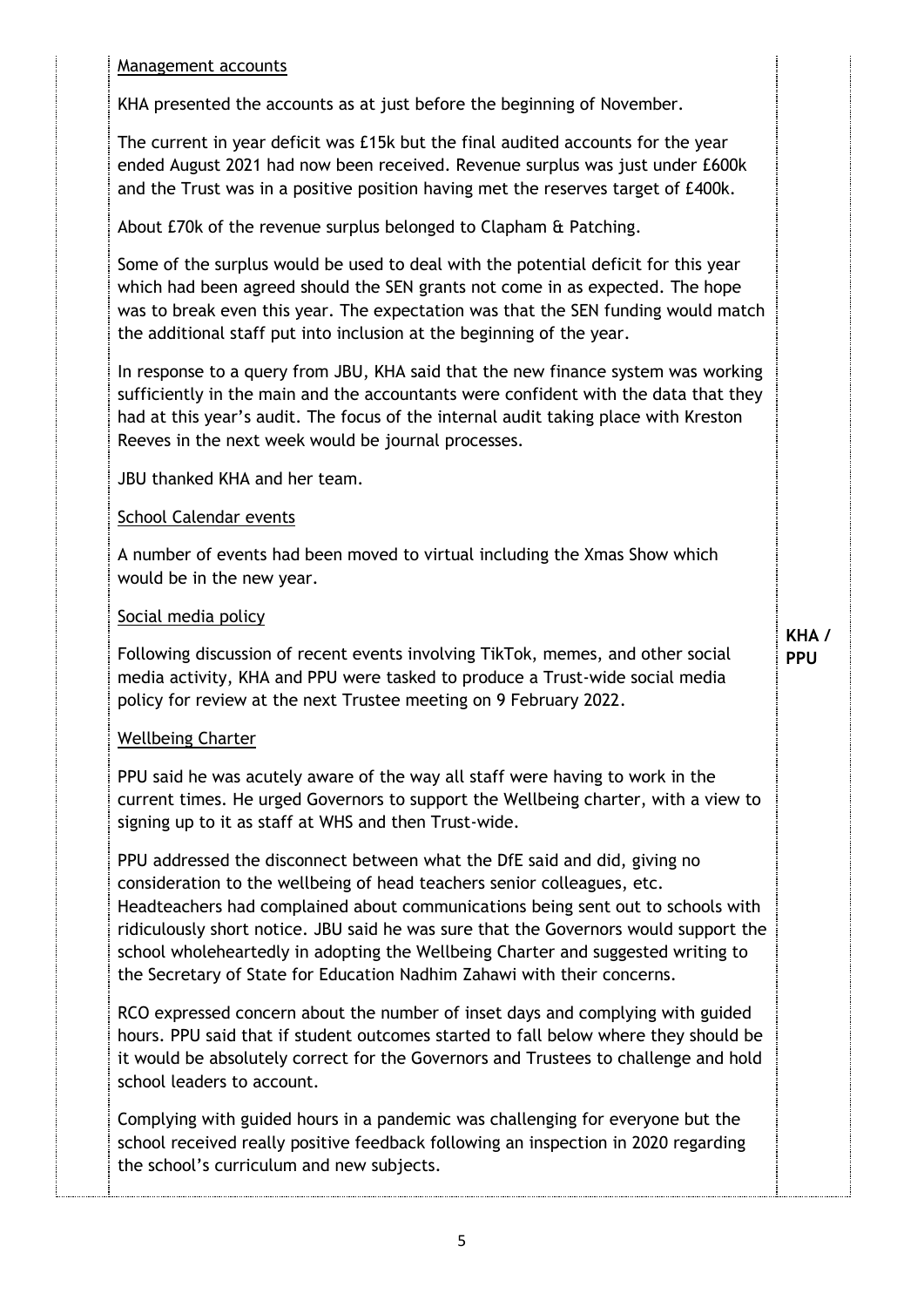<u>Management accounts</u>

KHA presented the accounts as at just before the beginning of November.

The current in year deficit was £15k but the final audited accounts for the year ended August 2021 had now been received. Revenue surplus was just under £600k and the Trust was in a positive position having met the reserves target of £400k.

About £70k of the revenue surplus belonged to Clapham & Patching.

Some of the surplus would be used to deal with the potential deficit for this year which had been agreed should the SEN grants not come in as expected. The hope was to break even this year. The expectation was that the SEN funding would match the additional staff put into inclusion at the beginning of the year.

In response to a query from JBU, KHA said that the new finance system was working sufficiently in the main and the accountants were confident with the data that they had at this year's audit. The focus of the internal audit taking place with Kreston Reeves in the next week would be journal processes.

JBU thanked KHA and her team.

<u>School Calendar events</u>

A number of events had been moved to virtual including the Xmas Show which would be in the new year.

<u>Social media policy</u>

Following discussion of recent events involving TikTok, memes, and other social media activity, KHA and PPU were tasked to produce a Trust-wide social media policy for review at the next Trustee meeting on 9 February 2022. **KHA / PPU**

<u>Wellbeing Charter</u>

PPU said he was acutely aware of the way all staff were having to work in the current times. He urged Governors to support the Wellbeing charter, with a view to signing up to it as staff at WHS and then Trust-wide.

PPU addressed the disconnect between what the DfE said and did, giving no consideration to the wellbeing of head teachers senior colleagues, etc. Headteachers had complained about communications being sent out to schools with ridiculously short notice. JBU said he was sure that the Governors would support the school wholeheartedly in adopting the Wellbeing Charter and suggested writing to the Secretary of State for Education Nadhim Zahawi with their concerns.

RCO expressed concern about the number of inset days and complying with guided hours. PPU said that if student outcomes started to fall below where they should be it would be absolutely correct for the Governors and Trustees to challenge and hold school leaders to account.

Complying with guided hours in a pandemic was challenging for everyone but the school received really positive feedback following an inspection in 2020 regarding the school's curriculum and new subjects.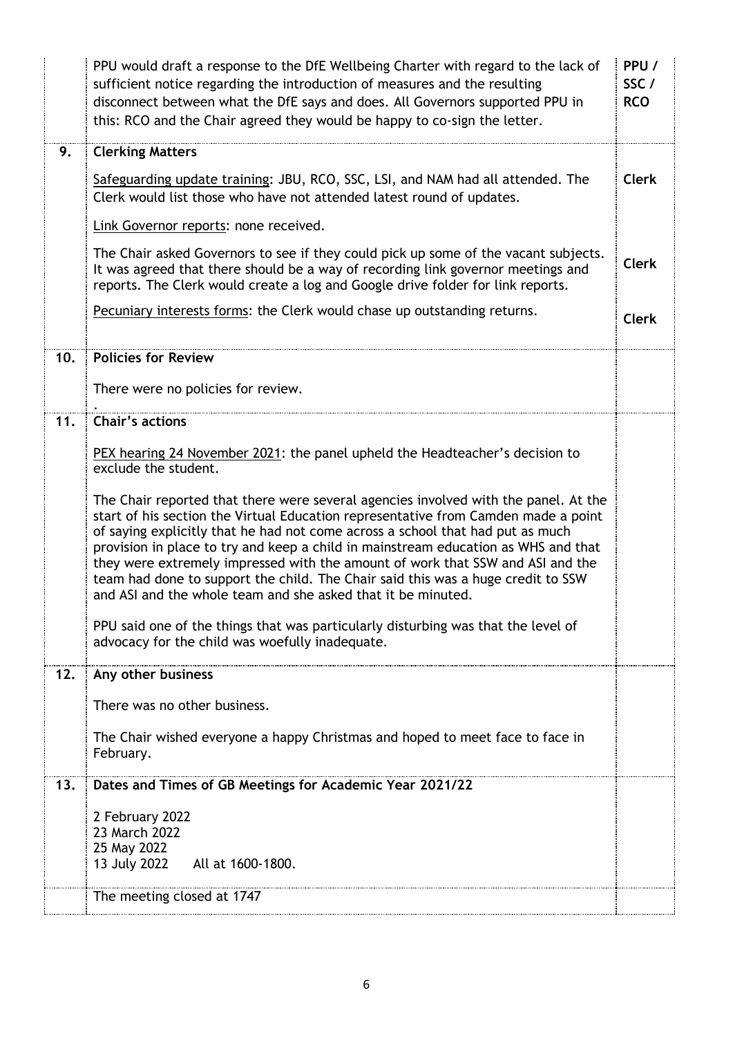| | | |
|---|---|---|
| | PPU would draft a response to the DfE Wellbeing Charter with regard to the lack of sufficient notice regarding the introduction of measures and the resulting disconnect between what the DfE says and does. All Governors supported PPU in this: RCO and the Chair agreed they would be happy to co-sign the letter. | **PPU / SSC / RCO** |
| **9.** | **Clerking Matters**<br><br>Safeguarding update training: JBU, RCO, SSC, LSI, and NAM had all attended. The Clerk would list those who have not attended latest round of updates.<br><br>Link Governor reports: none received.<br><br>The Chair asked Governors to see if they could pick up some of the vacant subjects. It was agreed that there should be a way of recording link governor meetings and reports. The Clerk would create a log and Google drive folder for link reports.<br><br>Pecuniary interests forms: the Clerk would chase up outstanding returns. | **Clerk**<br><br><br><br>**Clerk**<br><br>**Clerk** |
| **10.** | **Policies for Review**<br><br>There were no policies for review.<br>. | |
| **11.** | **Chair's actions**<br><br>PEX hearing 24 November 2021: the panel upheld the Headteacher's decision to exclude the student.<br><br>The Chair reported that there were several agencies involved with the panel. At the start of his section the Virtual Education representative from Camden made a point of saying explicitly that he had not come across a school that had put as much provision in place to try and keep a child in mainstream education as WHS and that they were extremely impressed with the amount of work that SSW and ASI and the team had done to support the child. The Chair said this was a huge credit to SSW and ASI and the whole team and she asked that it be minuted.<br><br>PPU said one of the things that was particularly disturbing was that the level of advocacy for the child was woefully inadequate. | |
| **12.** | **Any other business**<br><br>There was no other business.<br><br>The Chair wished everyone a happy Christmas and hoped to meet face to face in February. | |
| **13.** | **Dates and Times of GB Meetings for Academic Year 2021/22**<br><br>2 February 2022<br>23 March 2022<br>25 May 2022<br>13 July 2022 All at 1600-1800. | |
| | The meeting closed at 1747 | |